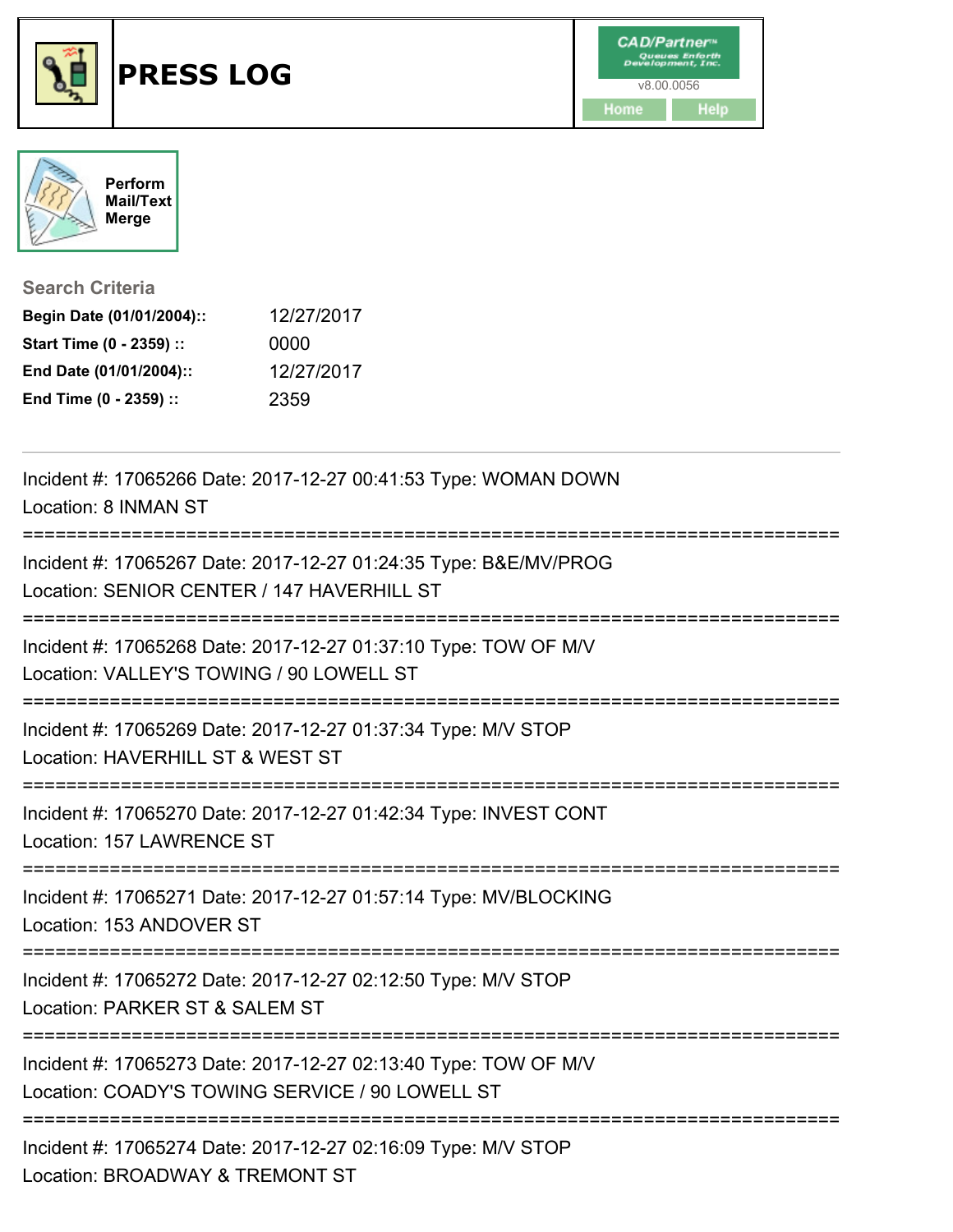# PRESS LOG

CAD/Partner™ Queues Enforth Development, Inc.
v8.00.0056

Home Help

Perform Mail/Text Merge

**Search Criteria**

| | |
|---|---|
| **Begin Date (01/01/2004)::** | 12/27/2017 |
| **Start Time (0 - 2359) ::** | 0000 |
| **End Date (01/01/2004)::** | 12/27/2017 |
| **End Time (0 - 2359) ::** | 2359 |

---

Incident #: 17065266 Date: 2017-12-27 00:41:53 Type: WOMAN DOWN
Location: 8 INMAN ST

===========================================================================

Incident #: 17065267 Date: 2017-12-27 01:24:35 Type: B&E/MV/PROG
Location: SENIOR CENTER / 147 HAVERHILL ST

===========================================================================

Incident #: 17065268 Date: 2017-12-27 01:37:10 Type: TOW OF M/V
Location: VALLEY'S TOWING / 90 LOWELL ST

===========================================================================

Incident #: 17065269 Date: 2017-12-27 01:37:34 Type: M/V STOP
Location: HAVERHILL ST & WEST ST

===========================================================================

Incident #: 17065270 Date: 2017-12-27 01:42:34 Type: INVEST CONT
Location: 157 LAWRENCE ST

===========================================================================

Incident #: 17065271 Date: 2017-12-27 01:57:14 Type: MV/BLOCKING
Location: 153 ANDOVER ST

===========================================================================

Incident #: 17065272 Date: 2017-12-27 02:12:50 Type: M/V STOP
Location: PARKER ST & SALEM ST

===========================================================================

Incident #: 17065273 Date: 2017-12-27 02:13:40 Type: TOW OF M/V
Location: COADY'S TOWING SERVICE / 90 LOWELL ST

===========================================================================

Incident #: 17065274 Date: 2017-12-27 02:16:09 Type: M/V STOP
Location: BROADWAY & TREMONT ST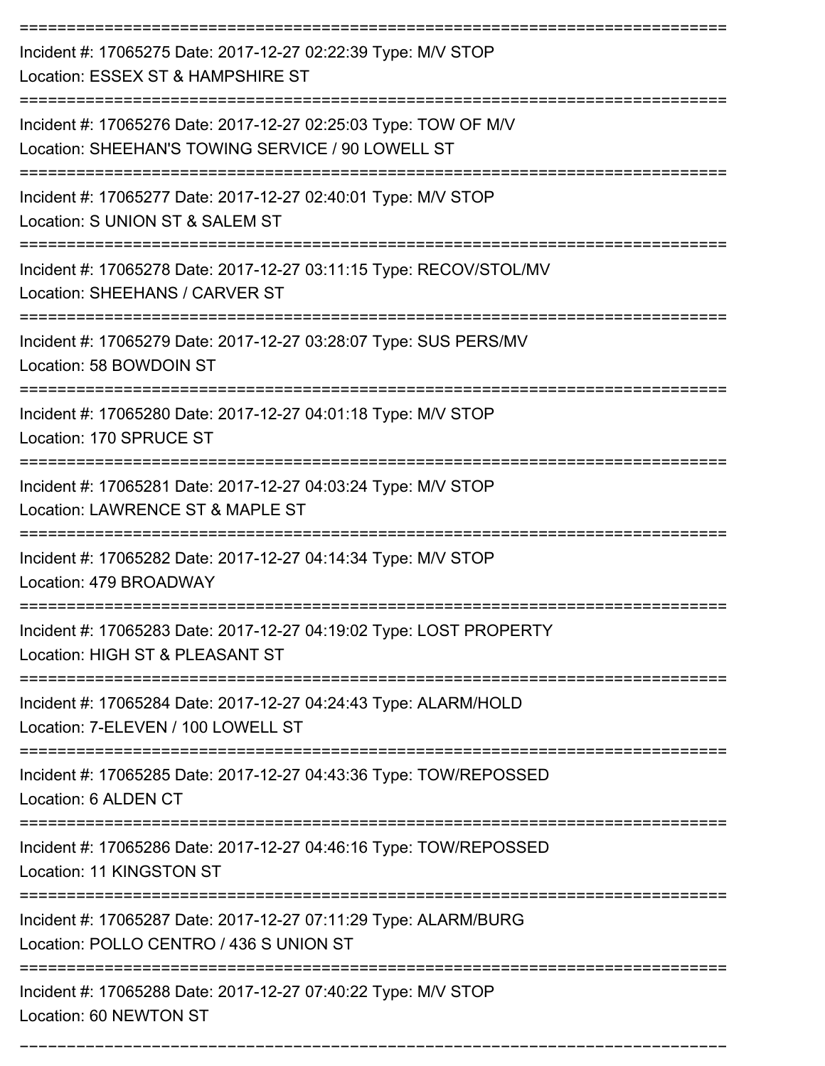Incident #: 17065275 Date: 2017-12-27 02:22:39 Type: M/V STOP
Location: ESSEX ST & HAMPSHIRE ST

---

Incident #: 17065276 Date: 2017-12-27 02:25:03 Type: TOW OF M/V
Location: SHEEHAN'S TOWING SERVICE / 90 LOWELL ST

---

Incident #: 17065277 Date: 2017-12-27 02:40:01 Type: M/V STOP
Location: S UNION ST & SALEM ST

---

Incident #: 17065278 Date: 2017-12-27 03:11:15 Type: RECOV/STOL/MV
Location: SHEEHANS / CARVER ST

---

Incident #: 17065279 Date: 2017-12-27 03:28:07 Type: SUS PERS/MV
Location: 58 BOWDOIN ST

---

Incident #: 17065280 Date: 2017-12-27 04:01:18 Type: M/V STOP
Location: 170 SPRUCE ST

---

Incident #: 17065281 Date: 2017-12-27 04:03:24 Type: M/V STOP
Location: LAWRENCE ST & MAPLE ST

---

Incident #: 17065282 Date: 2017-12-27 04:14:34 Type: M/V STOP
Location: 479 BROADWAY

---

Incident #: 17065283 Date: 2017-12-27 04:19:02 Type: LOST PROPERTY
Location: HIGH ST & PLEASANT ST

---

Incident #: 17065284 Date: 2017-12-27 04:24:43 Type: ALARM/HOLD
Location: 7-ELEVEN / 100 LOWELL ST

---

Incident #: 17065285 Date: 2017-12-27 04:43:36 Type: TOW/REPOSSED
Location: 6 ALDEN CT

---

Incident #: 17065286 Date: 2017-12-27 04:46:16 Type: TOW/REPOSSED
Location: 11 KINGSTON ST

---

Incident #: 17065287 Date: 2017-12-27 07:11:29 Type: ALARM/BURG
Location: POLLO CENTRO / 436 S UNION ST

---

Incident #: 17065288 Date: 2017-12-27 07:40:22 Type: M/V STOP
Location: 60 NEWTON ST

---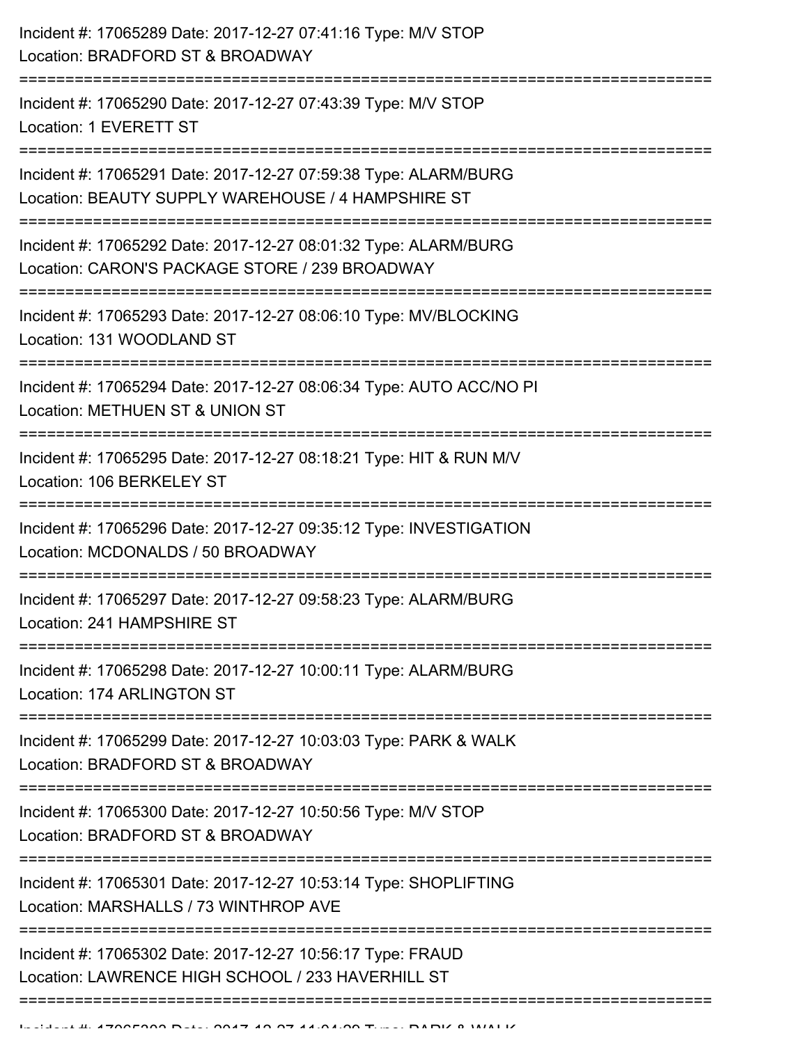Incident #: 17065289 Date: 2017-12-27 07:41:16 Type: M/V STOP
Location: BRADFORD ST & BROADWAY

===========================================================================

Incident #: 17065290 Date: 2017-12-27 07:43:39 Type: M/V STOP
Location: 1 EVERETT ST

===========================================================================

Incident #: 17065291 Date: 2017-12-27 07:59:38 Type: ALARM/BURG
Location: BEAUTY SUPPLY WAREHOUSE / 4 HAMPSHIRE ST

===========================================================================

Incident #: 17065292 Date: 2017-12-27 08:01:32 Type: ALARM/BURG
Location: CARON'S PACKAGE STORE / 239 BROADWAY

===========================================================================

Incident #: 17065293 Date: 2017-12-27 08:06:10 Type: MV/BLOCKING
Location: 131 WOODLAND ST

===========================================================================

Incident #: 17065294 Date: 2017-12-27 08:06:34 Type: AUTO ACC/NO PI
Location: METHUEN ST & UNION ST

===========================================================================

Incident #: 17065295 Date: 2017-12-27 08:18:21 Type: HIT & RUN M/V
Location: 106 BERKELEY ST

===========================================================================

Incident #: 17065296 Date: 2017-12-27 09:35:12 Type: INVESTIGATION
Location: MCDONALDS / 50 BROADWAY

===========================================================================

Incident #: 17065297 Date: 2017-12-27 09:58:23 Type: ALARM/BURG
Location: 241 HAMPSHIRE ST

===========================================================================

Incident #: 17065298 Date: 2017-12-27 10:00:11 Type: ALARM/BURG
Location: 174 ARLINGTON ST

===========================================================================

Incident #: 17065299 Date: 2017-12-27 10:03:03 Type: PARK & WALK
Location: BRADFORD ST & BROADWAY

===========================================================================

Incident #: 17065300 Date: 2017-12-27 10:50:56 Type: M/V STOP
Location: BRADFORD ST & BROADWAY

===========================================================================

Incident #: 17065301 Date: 2017-12-27 10:53:14 Type: SHOPLIFTING
Location: MARSHALLS / 73 WINTHROP AVE

===========================================================================

Incident #: 17065302 Date: 2017-12-27 10:56:17 Type: FRAUD
Location: LAWRENCE HIGH SCHOOL / 233 HAVERHILL ST

===========================================================================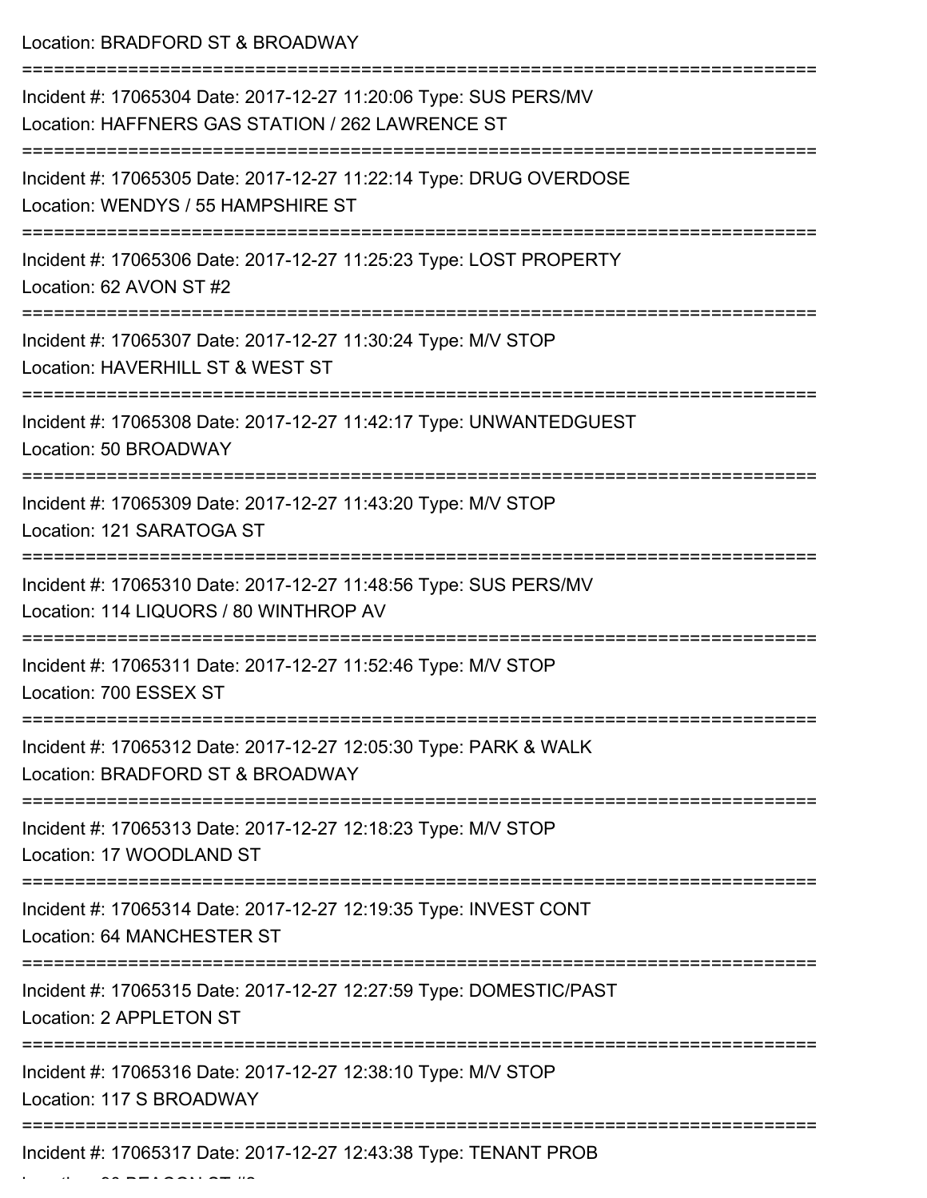Location: BRADFORD ST & BROADWAY

===========================================================================

Incident #: 17065304 Date: 2017-12-27 11:20:06 Type: SUS PERS/MV
Location: HAFFNERS GAS STATION / 262 LAWRENCE ST

===========================================================================

Incident #: 17065305 Date: 2017-12-27 11:22:14 Type: DRUG OVERDOSE
Location: WENDYS / 55 HAMPSHIRE ST

===========================================================================

Incident #: 17065306 Date: 2017-12-27 11:25:23 Type: LOST PROPERTY
Location: 62 AVON ST #2

===========================================================================

Incident #: 17065307 Date: 2017-12-27 11:30:24 Type: M/V STOP
Location: HAVERHILL ST & WEST ST

===========================================================================

Incident #: 17065308 Date: 2017-12-27 11:42:17 Type: UNWANTEDGUEST
Location: 50 BROADWAY

===========================================================================

Incident #: 17065309 Date: 2017-12-27 11:43:20 Type: M/V STOP
Location: 121 SARATOGA ST

===========================================================================

Incident #: 17065310 Date: 2017-12-27 11:48:56 Type: SUS PERS/MV
Location: 114 LIQUORS / 80 WINTHROP AV

===========================================================================

Incident #: 17065311 Date: 2017-12-27 11:52:46 Type: M/V STOP
Location: 700 ESSEX ST

===========================================================================

Incident #: 17065312 Date: 2017-12-27 12:05:30 Type: PARK & WALK
Location: BRADFORD ST & BROADWAY

===========================================================================

Incident #: 17065313 Date: 2017-12-27 12:18:23 Type: M/V STOP
Location: 17 WOODLAND ST

===========================================================================

Incident #: 17065314 Date: 2017-12-27 12:19:35 Type: INVEST CONT
Location: 64 MANCHESTER ST

===========================================================================

Incident #: 17065315 Date: 2017-12-27 12:27:59 Type: DOMESTIC/PAST
Location: 2 APPLETON ST

===========================================================================

Incident #: 17065316 Date: 2017-12-27 12:38:10 Type: M/V STOP
Location: 117 S BROADWAY

===========================================================================

Incident #: 17065317 Date: 2017-12-27 12:43:38 Type: TENANT PROB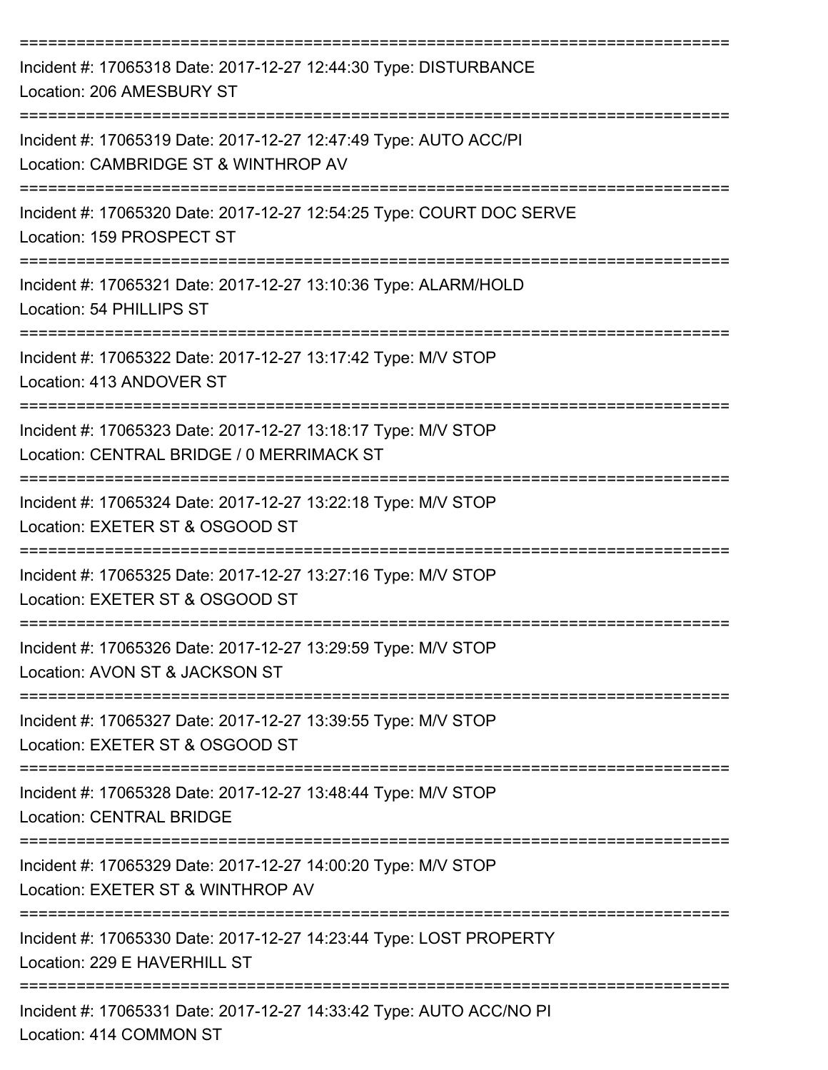===========================================================================

Incident #: 17065318 Date: 2017-12-27 12:44:30 Type: DISTURBANCE
Location: 206 AMESBURY ST

===========================================================================

Incident #: 17065319 Date: 2017-12-27 12:47:49 Type: AUTO ACC/PI
Location: CAMBRIDGE ST & WINTHROP AV

===========================================================================

Incident #: 17065320 Date: 2017-12-27 12:54:25 Type: COURT DOC SERVE
Location: 159 PROSPECT ST

===========================================================================

Incident #: 17065321 Date: 2017-12-27 13:10:36 Type: ALARM/HOLD
Location: 54 PHILLIPS ST

===========================================================================

Incident #: 17065322 Date: 2017-12-27 13:17:42 Type: M/V STOP
Location: 413 ANDOVER ST

===========================================================================

Incident #: 17065323 Date: 2017-12-27 13:18:17 Type: M/V STOP
Location: CENTRAL BRIDGE / 0 MERRIMACK ST

===========================================================================

Incident #: 17065324 Date: 2017-12-27 13:22:18 Type: M/V STOP
Location: EXETER ST & OSGOOD ST

===========================================================================

Incident #: 17065325 Date: 2017-12-27 13:27:16 Type: M/V STOP
Location: EXETER ST & OSGOOD ST

===========================================================================

Incident #: 17065326 Date: 2017-12-27 13:29:59 Type: M/V STOP
Location: AVON ST & JACKSON ST

===========================================================================

Incident #: 17065327 Date: 2017-12-27 13:39:55 Type: M/V STOP
Location: EXETER ST & OSGOOD ST

===========================================================================

Incident #: 17065328 Date: 2017-12-27 13:48:44 Type: M/V STOP
Location: CENTRAL BRIDGE

===========================================================================

Incident #: 17065329 Date: 2017-12-27 14:00:20 Type: M/V STOP
Location: EXETER ST & WINTHROP AV

===========================================================================

Incident #: 17065330 Date: 2017-12-27 14:23:44 Type: LOST PROPERTY
Location: 229 E HAVERHILL ST

===========================================================================

Incident #: 17065331 Date: 2017-12-27 14:33:42 Type: AUTO ACC/NO PI
Location: 414 COMMON ST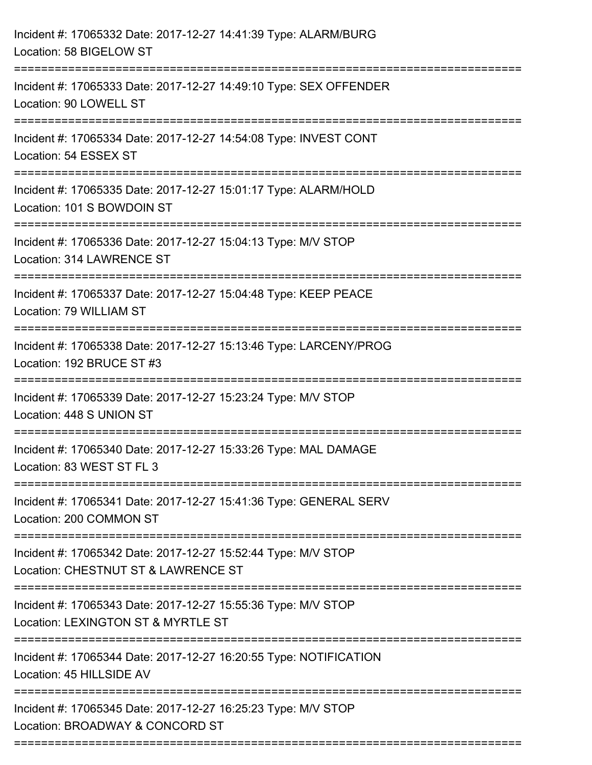Incident #: 17065332 Date: 2017-12-27 14:41:39 Type: ALARM/BURG
Location: 58 BIGELOW ST

===========================================================================

Incident #: 17065333 Date: 2017-12-27 14:49:10 Type: SEX OFFENDER
Location: 90 LOWELL ST

===========================================================================

Incident #: 17065334 Date: 2017-12-27 14:54:08 Type: INVEST CONT
Location: 54 ESSEX ST

===========================================================================

Incident #: 17065335 Date: 2017-12-27 15:01:17 Type: ALARM/HOLD
Location: 101 S BOWDOIN ST

===========================================================================

Incident #: 17065336 Date: 2017-12-27 15:04:13 Type: M/V STOP
Location: 314 LAWRENCE ST

===========================================================================

Incident #: 17065337 Date: 2017-12-27 15:04:48 Type: KEEP PEACE
Location: 79 WILLIAM ST

===========================================================================

Incident #: 17065338 Date: 2017-12-27 15:13:46 Type: LARCENY/PROG
Location: 192 BRUCE ST #3

===========================================================================

Incident #: 17065339 Date: 2017-12-27 15:23:24 Type: M/V STOP
Location: 448 S UNION ST

===========================================================================

Incident #: 17065340 Date: 2017-12-27 15:33:26 Type: MAL DAMAGE
Location: 83 WEST ST FL 3

===========================================================================

Incident #: 17065341 Date: 2017-12-27 15:41:36 Type: GENERAL SERV
Location: 200 COMMON ST

===========================================================================

Incident #: 17065342 Date: 2017-12-27 15:52:44 Type: M/V STOP
Location: CHESTNUT ST & LAWRENCE ST

===========================================================================

Incident #: 17065343 Date: 2017-12-27 15:55:36 Type: M/V STOP
Location: LEXINGTON ST & MYRTLE ST

===========================================================================

Incident #: 17065344 Date: 2017-12-27 16:20:55 Type: NOTIFICATION
Location: 45 HILLSIDE AV

===========================================================================

Incident #: 17065345 Date: 2017-12-27 16:25:23 Type: M/V STOP
Location: BROADWAY & CONCORD ST

===========================================================================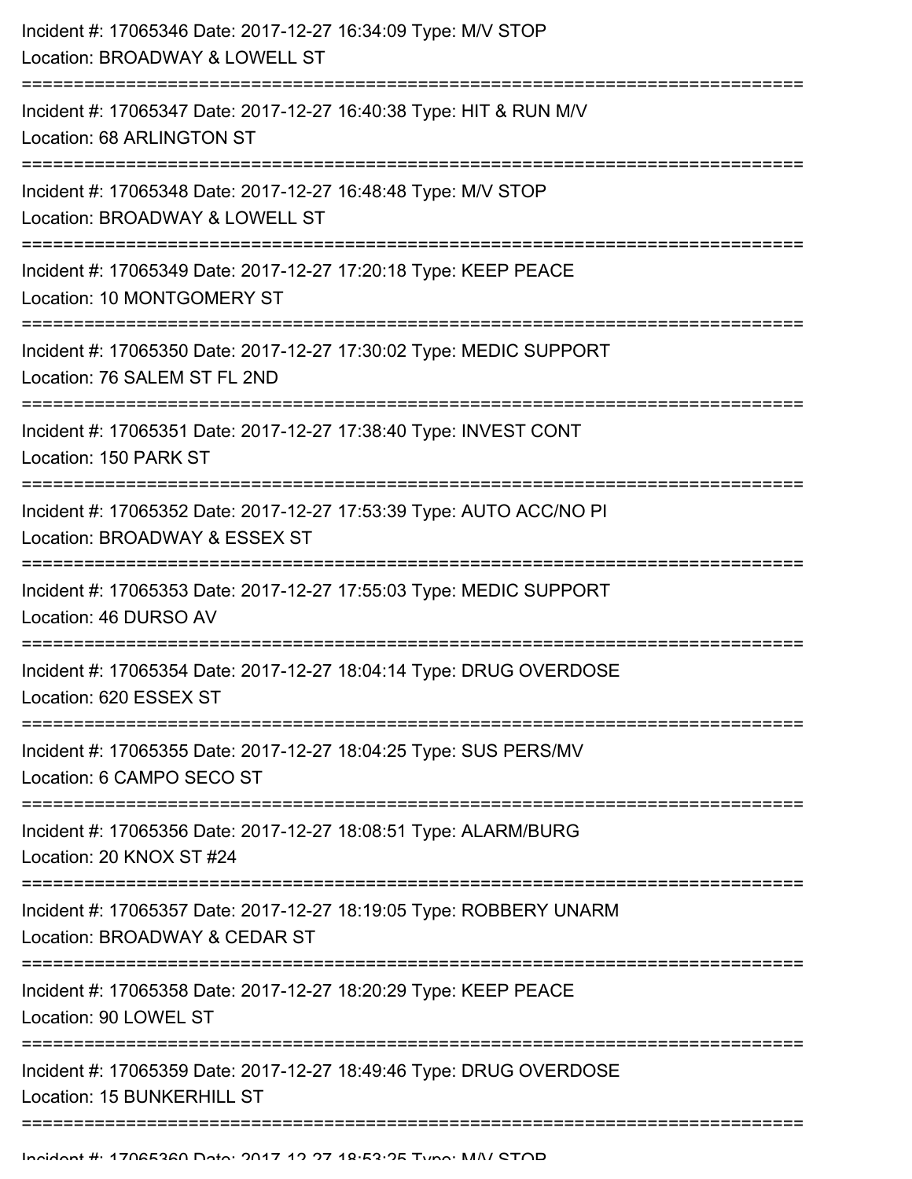Incident #: 17065346 Date: 2017-12-27 16:34:09 Type: M/V STOP
Location: BROADWAY & LOWELL ST

===========================================================================

Incident #: 17065347 Date: 2017-12-27 16:40:38 Type: HIT & RUN M/V
Location: 68 ARLINGTON ST

===========================================================================

Incident #: 17065348 Date: 2017-12-27 16:48:48 Type: M/V STOP
Location: BROADWAY & LOWELL ST

===========================================================================

Incident #: 17065349 Date: 2017-12-27 17:20:18 Type: KEEP PEACE
Location: 10 MONTGOMERY ST

===========================================================================

Incident #: 17065350 Date: 2017-12-27 17:30:02 Type: MEDIC SUPPORT
Location: 76 SALEM ST FL 2ND

===========================================================================

Incident #: 17065351 Date: 2017-12-27 17:38:40 Type: INVEST CONT
Location: 150 PARK ST

===========================================================================

Incident #: 17065352 Date: 2017-12-27 17:53:39 Type: AUTO ACC/NO PI
Location: BROADWAY & ESSEX ST

===========================================================================

Incident #: 17065353 Date: 2017-12-27 17:55:03 Type: MEDIC SUPPORT
Location: 46 DURSO AV

===========================================================================

Incident #: 17065354 Date: 2017-12-27 18:04:14 Type: DRUG OVERDOSE
Location: 620 ESSEX ST

===========================================================================

Incident #: 17065355 Date: 2017-12-27 18:04:25 Type: SUS PERS/MV
Location: 6 CAMPO SECO ST

===========================================================================

Incident #: 17065356 Date: 2017-12-27 18:08:51 Type: ALARM/BURG
Location: 20 KNOX ST #24

===========================================================================

Incident #: 17065357 Date: 2017-12-27 18:19:05 Type: ROBBERY UNARM
Location: BROADWAY & CEDAR ST

===========================================================================

Incident #: 17065358 Date: 2017-12-27 18:20:29 Type: KEEP PEACE
Location: 90 LOWEL ST

===========================================================================

Incident #: 17065359 Date: 2017-12-27 18:49:46 Type: DRUG OVERDOSE
Location: 15 BUNKERHILL ST

===========================================================================

Incident #: 17065360 Date: 2017-12-27 18:53:25 Type: M/V STOP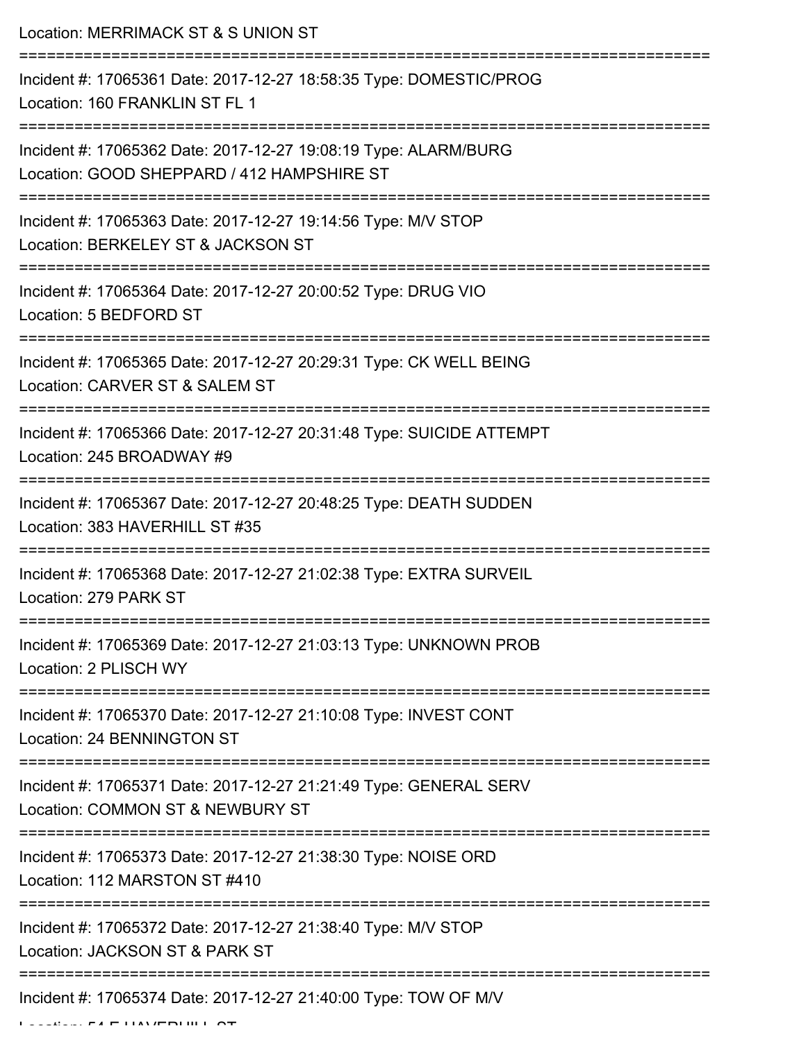Location: MERRIMACK ST & S UNION ST

===========================================================================

Incident #: 17065361 Date: 2017-12-27 18:58:35 Type: DOMESTIC/PROG

Location: 160 FRANKLIN ST FL 1

===========================================================================

Incident #: 17065362 Date: 2017-12-27 19:08:19 Type: ALARM/BURG

Location: GOOD SHEPPARD / 412 HAMPSHIRE ST

===========================================================================

Incident #: 17065363 Date: 2017-12-27 19:14:56 Type: M/V STOP

Location: BERKELEY ST & JACKSON ST

===========================================================================

Incident #: 17065364 Date: 2017-12-27 20:00:52 Type: DRUG VIO

Location: 5 BEDFORD ST

===========================================================================

Incident #: 17065365 Date: 2017-12-27 20:29:31 Type: CK WELL BEING

Location: CARVER ST & SALEM ST

===========================================================================

Incident #: 17065366 Date: 2017-12-27 20:31:48 Type: SUICIDE ATTEMPT

Location: 245 BROADWAY #9

===========================================================================

Incident #: 17065367 Date: 2017-12-27 20:48:25 Type: DEATH SUDDEN

Location: 383 HAVERHILL ST #35

===========================================================================

Incident #: 17065368 Date: 2017-12-27 21:02:38 Type: EXTRA SURVEIL

Location: 279 PARK ST

===========================================================================

Incident #: 17065369 Date: 2017-12-27 21:03:13 Type: UNKNOWN PROB

Location: 2 PLISCH WY

===========================================================================

Incident #: 17065370 Date: 2017-12-27 21:10:08 Type: INVEST CONT

Location: 24 BENNINGTON ST

===========================================================================

Incident #: 17065371 Date: 2017-12-27 21:21:49 Type: GENERAL SERV

Location: COMMON ST & NEWBURY ST

===========================================================================

Incident #: 17065373 Date: 2017-12-27 21:38:30 Type: NOISE ORD

Location: 112 MARSTON ST #410

===========================================================================

Incident #: 17065372 Date: 2017-12-27 21:38:40 Type: M/V STOP

Location: JACKSON ST & PARK ST

===========================================================================

Incident #: 17065374 Date: 2017-12-27 21:40:00 Type: TOW OF M/V

Location: 54 E HAVERHILL ST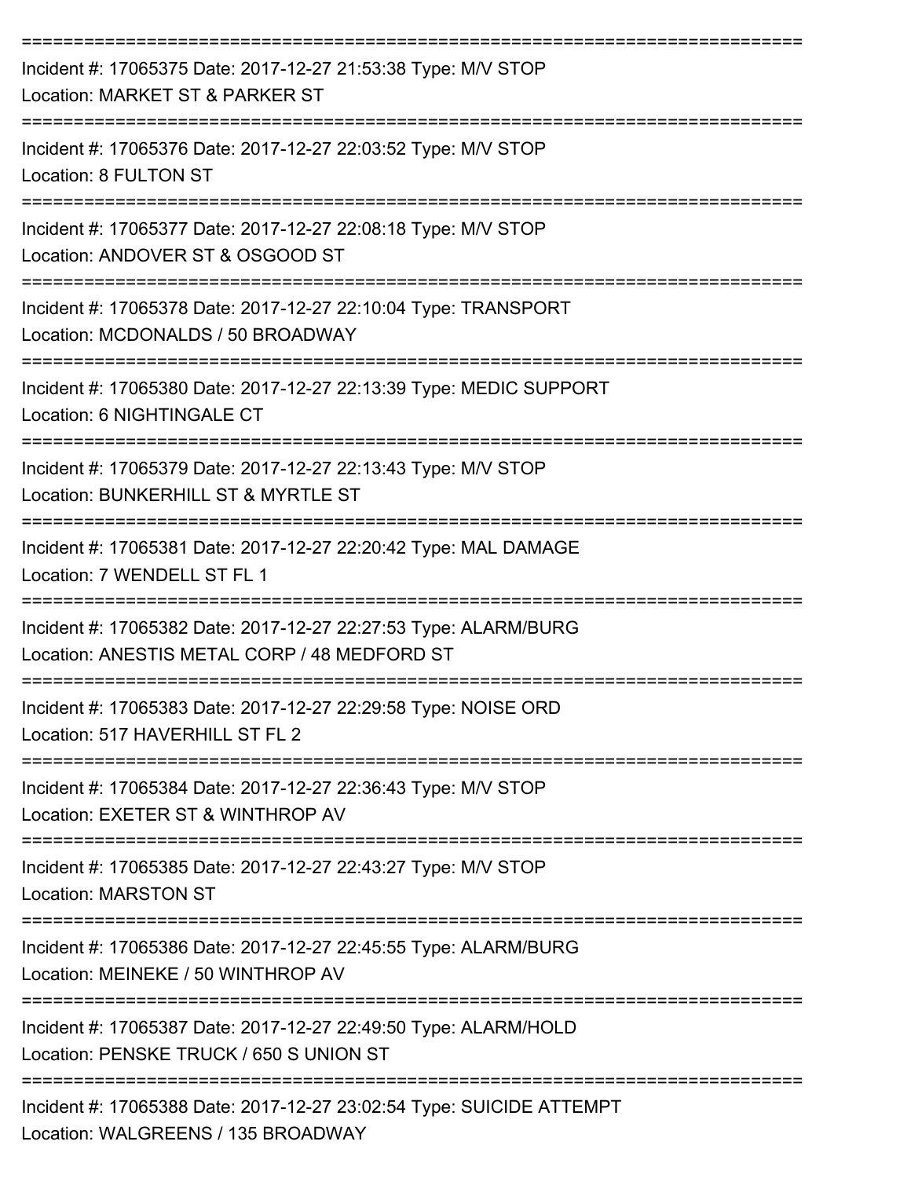===========================================================================

Incident #: 17065375 Date: 2017-12-27 21:53:38 Type: M/V STOP
Location: MARKET ST & PARKER ST

===========================================================================

Incident #: 17065376 Date: 2017-12-27 22:03:52 Type: M/V STOP
Location: 8 FULTON ST

===========================================================================

Incident #: 17065377 Date: 2017-12-27 22:08:18 Type: M/V STOP
Location: ANDOVER ST & OSGOOD ST

===========================================================================

Incident #: 17065378 Date: 2017-12-27 22:10:04 Type: TRANSPORT
Location: MCDONALDS / 50 BROADWAY

===========================================================================

Incident #: 17065380 Date: 2017-12-27 22:13:39 Type: MEDIC SUPPORT
Location: 6 NIGHTINGALE CT

===========================================================================

Incident #: 17065379 Date: 2017-12-27 22:13:43 Type: M/V STOP
Location: BUNKERHILL ST & MYRTLE ST

===========================================================================

Incident #: 17065381 Date: 2017-12-27 22:20:42 Type: MAL DAMAGE
Location: 7 WENDELL ST FL 1

===========================================================================

Incident #: 17065382 Date: 2017-12-27 22:27:53 Type: ALARM/BURG
Location: ANESTIS METAL CORP / 48 MEDFORD ST

===========================================================================

Incident #: 17065383 Date: 2017-12-27 22:29:58 Type: NOISE ORD
Location: 517 HAVERHILL ST FL 2

===========================================================================

Incident #: 17065384 Date: 2017-12-27 22:36:43 Type: M/V STOP
Location: EXETER ST & WINTHROP AV

===========================================================================

Incident #: 17065385 Date: 2017-12-27 22:43:27 Type: M/V STOP
Location: MARSTON ST

===========================================================================

Incident #: 17065386 Date: 2017-12-27 22:45:55 Type: ALARM/BURG
Location: MEINEKE / 50 WINTHROP AV

===========================================================================

Incident #: 17065387 Date: 2017-12-27 22:49:50 Type: ALARM/HOLD
Location: PENSKE TRUCK / 650 S UNION ST

===========================================================================

Incident #: 17065388 Date: 2017-12-27 23:02:54 Type: SUICIDE ATTEMPT
Location: WALGREENS / 135 BROADWAY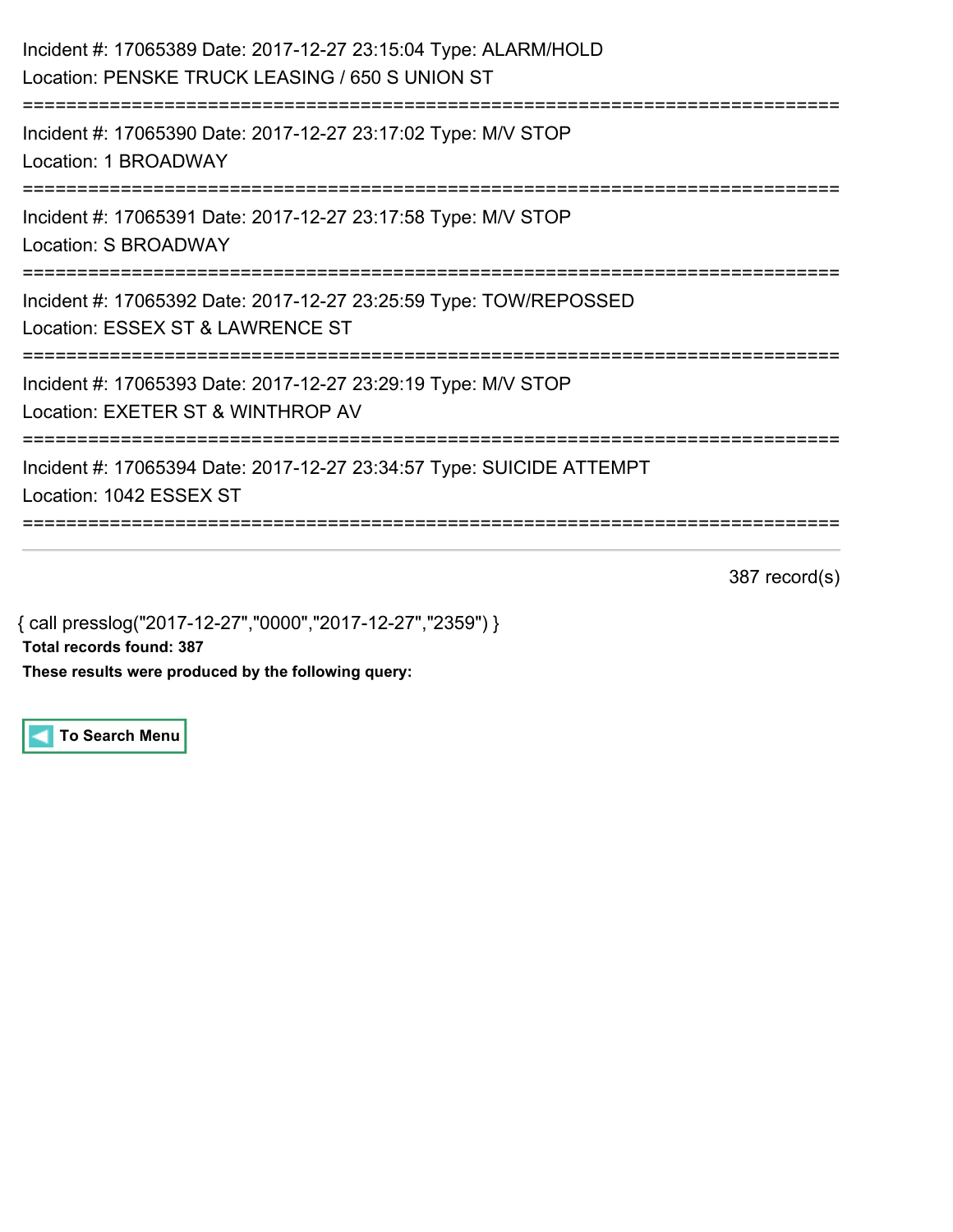Incident #: 17065389 Date: 2017-12-27 23:15:04 Type: ALARM/HOLD
Location: PENSKE TRUCK LEASING / 650 S UNION ST

===========================================================================

Incident #: 17065390 Date: 2017-12-27 23:17:02 Type: M/V STOP
Location: 1 BROADWAY

===========================================================================

Incident #: 17065391 Date: 2017-12-27 23:17:58 Type: M/V STOP
Location: S BROADWAY

===========================================================================

Incident #: 17065392 Date: 2017-12-27 23:25:59 Type: TOW/REPOSSED
Location: ESSEX ST & LAWRENCE ST

===========================================================================

Incident #: 17065393 Date: 2017-12-27 23:29:19 Type: M/V STOP
Location: EXETER ST & WINTHROP AV

===========================================================================

Incident #: 17065394 Date: 2017-12-27 23:34:57 Type: SUICIDE ATTEMPT
Location: 1042 ESSEX ST

===========================================================================

---

387 record(s)

{ call presslog("2017-12-27","0000","2017-12-27","2359") }

**Total records found: 387**

**These results were produced by the following query:**

**To Search Menu**